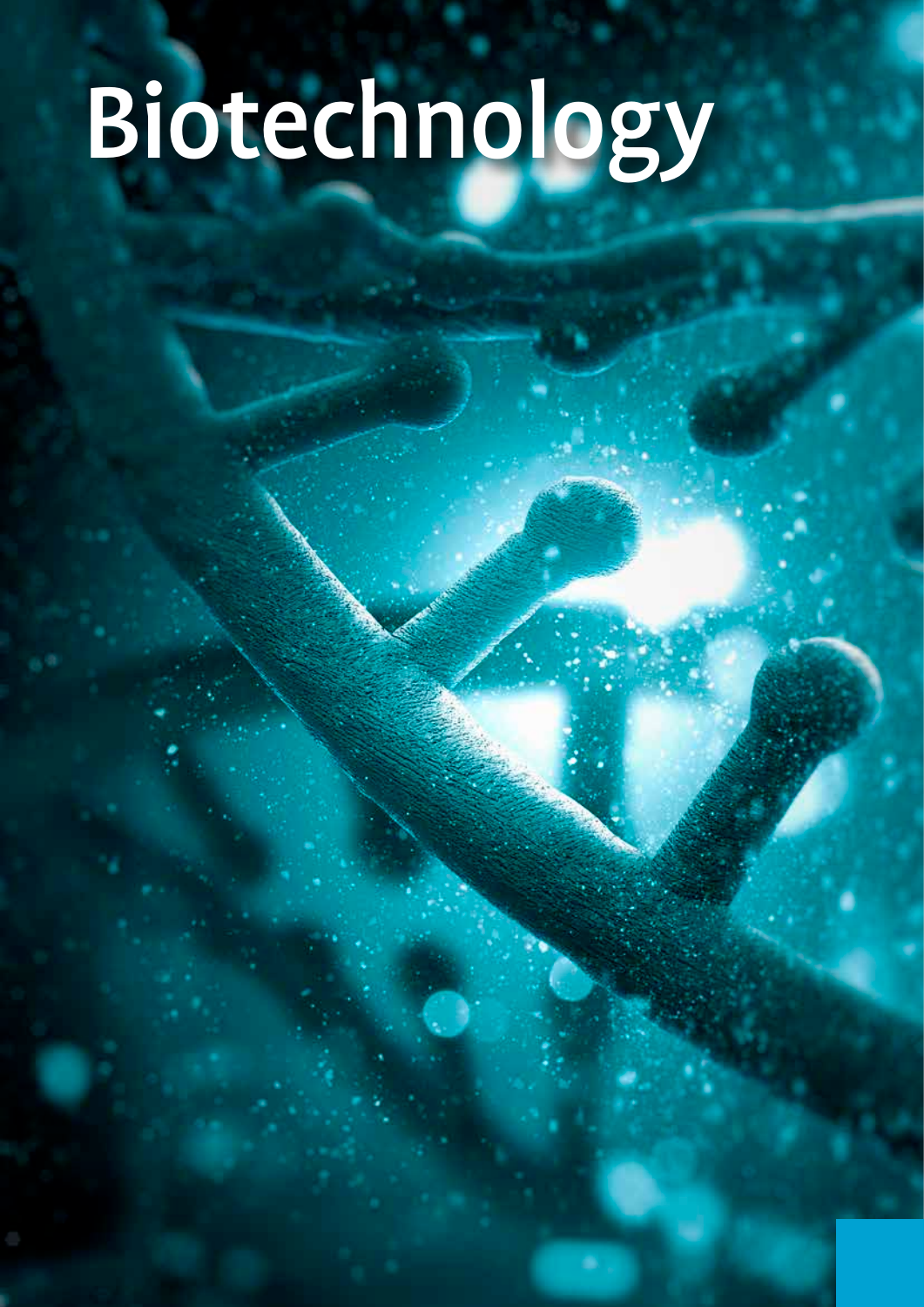# Biotechnology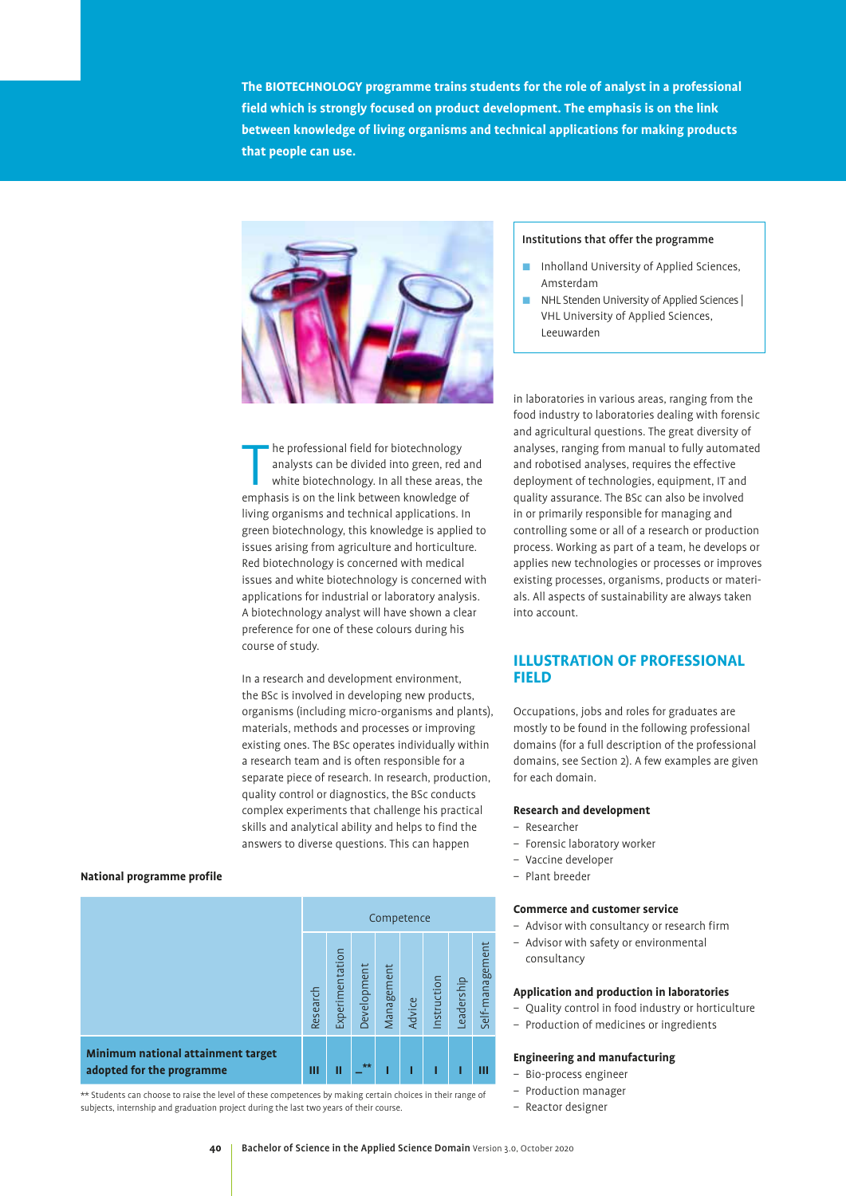**The BIOTECHNOLOGY programme trains students for the role of analyst in a professional field which is strongly focused on product development. The emphasis is on the link between knowledge of living organisms and technical applications for making products that people can use.**

The professional field for biotechnology analysts can be divided into green, red and white biotechnology. In all these areas, the emphasis is on the link between knowledge of living organisms and technical applications. In green biotechnology, this knowledge is applied to issues arising from agriculture and horticulture. Red biotechnology is concerned with medical issues and white biotechnology is concerned with applications for industrial or laboratory analysis. A biotechnology analyst will have shown a clear preference for one of these colours during his course of study.

In a research and development environment, the BSc is involved in developing new products, organisms (including micro-organisms and plants), materials, methods and processes or improving existing ones. The BSc operates individually within a research team and is often responsible for a separate piece of research. In research, production, quality control or diagnostics, the BSc conducts complex experiments that challenge his practical skills and analytical ability and helps to find the answers to diverse questions. This can happen in laboratories in various areas, ranging from the food industry to laboratories dealing with forensic and agricultural questions. The great diversity of analyses, ranging from manual to fully automated and robotised analyses, requires the effective deployment of technologies, equipment, IT and quality assurance. The BSc can also be involved in or primarily responsible for managing and controlling some or all of a research or production process. Working as part of a team, he develops or applies new technologies or processes or improves existing processes, organisms, products or materials. All aspects of sustainability are always taken into account.

**Institutions that offer the programme**

- Inholland University of Applied Sciences, Amsterdam
- NHL Stenden University of Applied Sciences | VHL University of Applied Sciences, Leeuwarden

**National programme profile**

| | Competence | | | | | | | |
|---|---|---|---|---|---|---|---|---|
| | Research | Experimentation | Development | Management | Advice | Instruction | Leadership | Self-management |
| **Minimum national attainment target adopted for the programme** | III | II | –** | I | I | I | I | III |

** Students can choose to raise the level of these competences by making certain choices in their range of subjects, internship and graduation project during the last two years of their course.

## ILLUSTRATION OF PROFESSIONAL FIELD

Occupations, jobs and roles for graduates are mostly to be found in the following professional domains (for a full description of the professional domains, see Section 2). A few examples are given for each domain.

**Research and development**
- Researcher
- Forensic laboratory worker
- Vaccine developer
- Plant breeder

**Commerce and customer service**
- Advisor with consultancy or research firm
- Advisor with safety or environmental consultancy

**Application and production in laboratories**
- Quality control in food industry or horticulture
- Production of medicines or ingredients

**Engineering and manufacturing**
- Bio-process engineer
- Production manager
- Reactor designer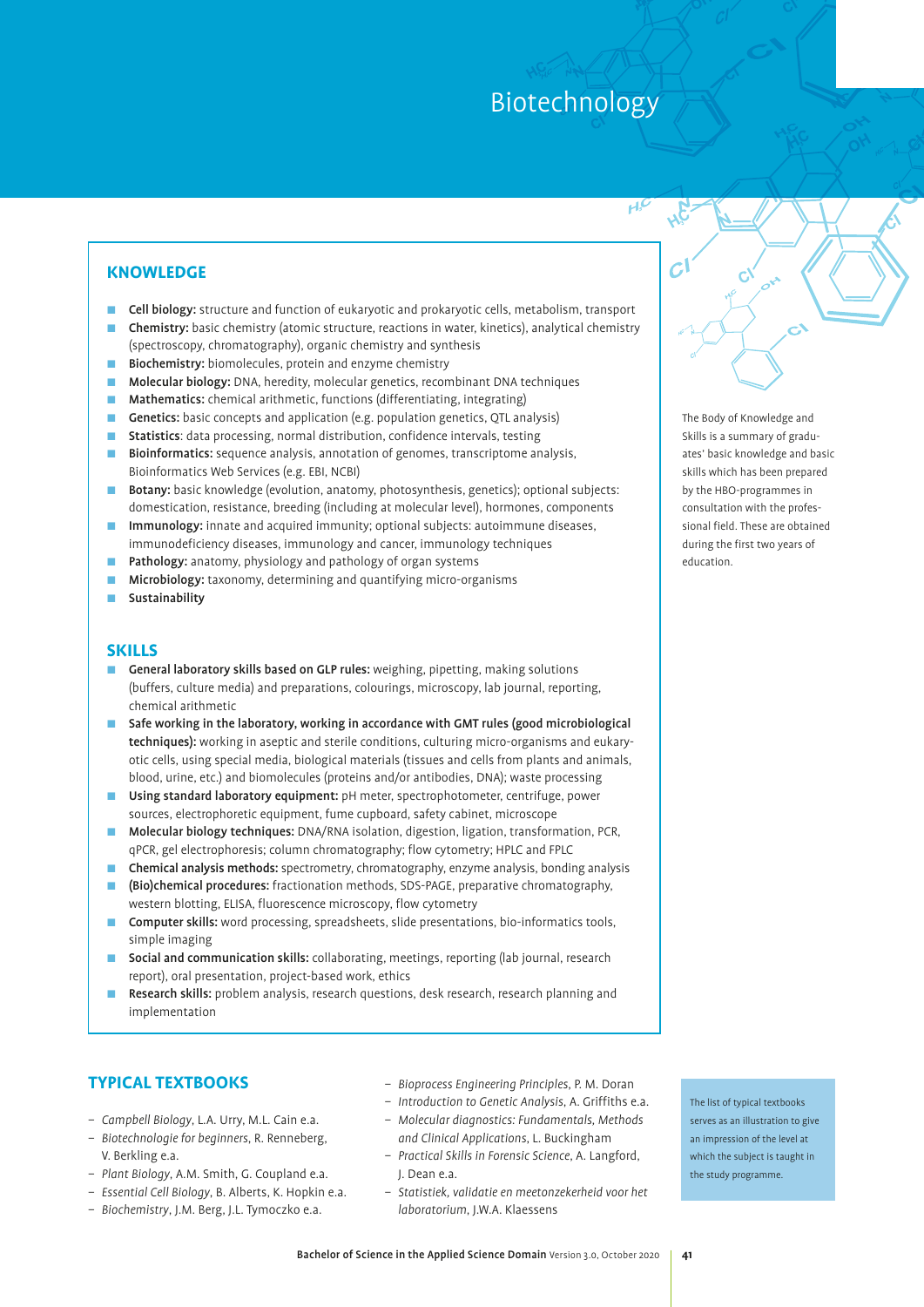# Biotechnology

## KNOWLEDGE

- **Cell biology:** structure and function of eukaryotic and prokaryotic cells, metabolism, transport
- **Chemistry:** basic chemistry (atomic structure, reactions in water, kinetics), analytical chemistry (spectroscopy, chromatography), organic chemistry and synthesis
- **Biochemistry:** biomolecules, protein and enzyme chemistry
- **Molecular biology:** DNA, heredity, molecular genetics, recombinant DNA techniques
- **Mathematics:** chemical arithmetic, functions (differentiating, integrating)
- **Genetics:** basic concepts and application (e.g. population genetics, QTL analysis)
- **Statistics**: data processing, normal distribution, confidence intervals, testing
- **Bioinformatics:** sequence analysis, annotation of genomes, transcriptome analysis, Bioinformatics Web Services (e.g. EBI, NCBI)
- **Botany:** basic knowledge (evolution, anatomy, photosynthesis, genetics); optional subjects: domestication, resistance, breeding (including at molecular level), hormones, components
- **Immunology:** innate and acquired immunity; optional subjects: autoimmune diseases, immunodeficiency diseases, immunology and cancer, immunology techniques
- **Pathology:** anatomy, physiology and pathology of organ systems
- **Microbiology:** taxonomy, determining and quantifying micro-organisms
- **Sustainability**

## SKILLS

- **General laboratory skills based on GLP rules:** weighing, pipetting, making solutions (buffers, culture media) and preparations, colourings, microscopy, lab journal, reporting, chemical arithmetic
- **Safe working in the laboratory, working in accordance with GMT rules (good microbiological techniques):** working in aseptic and sterile conditions, culturing micro-organisms and eukaryotic cells, using special media, biological materials (tissues and cells from plants and animals, blood, urine, etc.) and biomolecules (proteins and/or antibodies, DNA); waste processing
- **Using standard laboratory equipment:** pH meter, spectrophotometer, centrifuge, power sources, electrophoretic equipment, fume cupboard, safety cabinet, microscope
- **Molecular biology techniques:** DNA/RNA isolation, digestion, ligation, transformation, PCR, qPCR, gel electrophoresis; column chromatography; flow cytometry; HPLC and FPLC
- **Chemical analysis methods:** spectrometry, chromatography, enzyme analysis, bonding analysis
- **(Bio)chemical procedures:** fractionation methods, SDS-PAGE, preparative chromatography, western blotting, ELISA, fluorescence microscopy, flow cytometry
- **Computer skills:** word processing, spreadsheets, slide presentations, bio-informatics tools, simple imaging
- **Social and communication skills:** collaborating, meetings, reporting (lab journal, research report), oral presentation, project-based work, ethics
- **Research skills:** problem analysis, research questions, desk research, research planning and implementation

The Body of Knowledge and Skills is a summary of graduates' basic knowledge and basic skills which has been prepared by the HBO-programmes in consultation with the professional field. These are obtained during the first two years of education.

## TYPICAL TEXTBOOKS

- *Campbell Biology*, L.A. Urry, M.L. Cain e.a.
- *Biotechnologie for beginners*, R. Renneberg, V. Berkling e.a.
- *Plant Biology*, A.M. Smith, G. Coupland e.a.
- *Essential Cell Biology*, B. Alberts, K. Hopkin e.a.
- *Biochemistry*, J.M. Berg, J.L. Tymoczko e.a.
- *Bioprocess Engineering Principles*, P. M. Doran
- *Introduction to Genetic Analysis*, A. Griffiths e.a.
- *Molecular diagnostics: Fundamentals, Methods and Clinical Applications*, L. Buckingham
- *Practical Skills in Forensic Science*, A. Langford, J. Dean e.a.
- *Statistiek, validatie en meetonzekerheid voor het laboratorium*, J.W.A. Klaessens

The list of typical textbooks serves as an illustration to give an impression of the level at which the subject is taught in the study programme.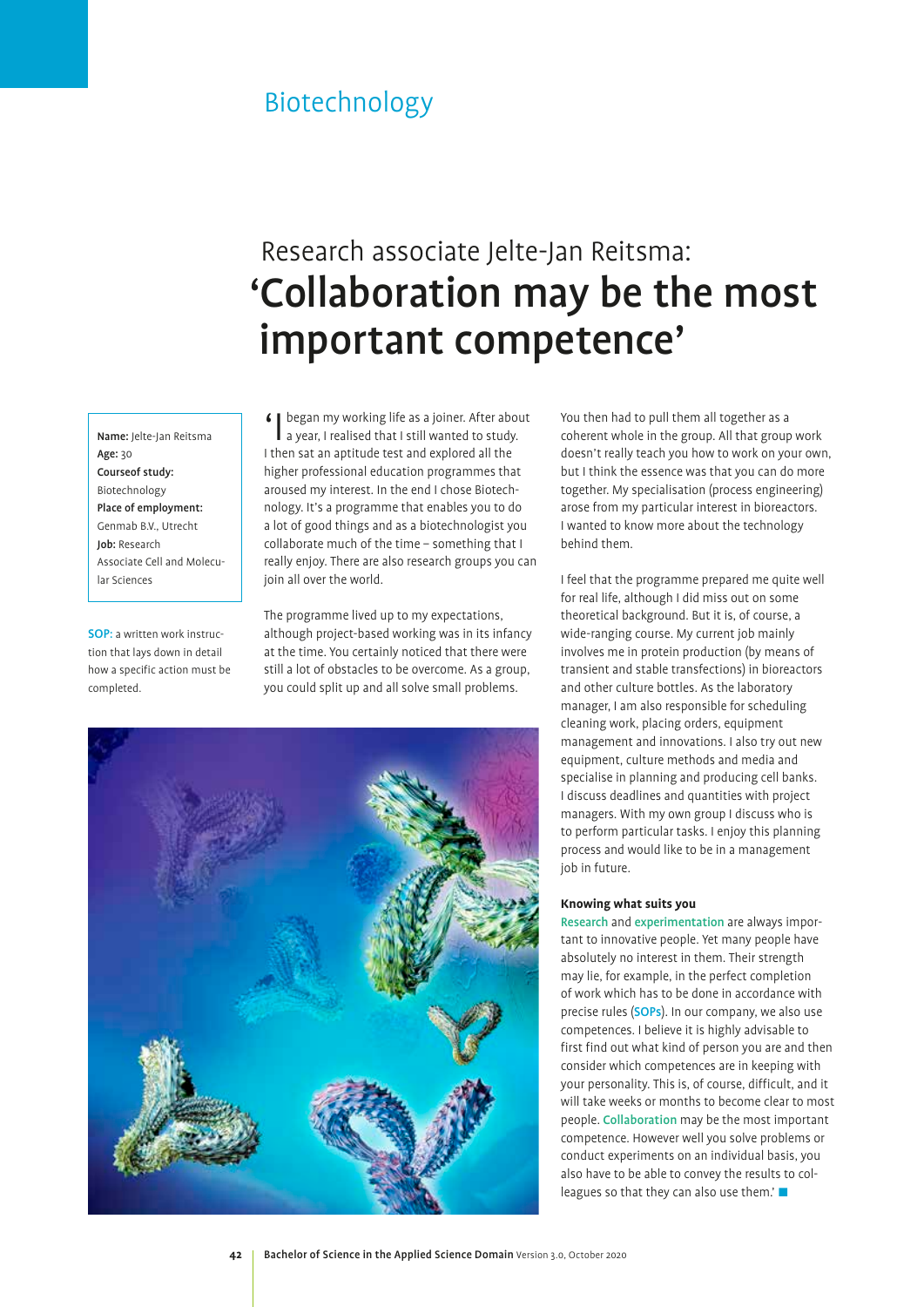## Biotechnology

# Research associate Jelte-Jan Reitsma: 'Collaboration may be the most important competence'

**Name:** Jelte-Jan Reitsma
**Age:** 30
**Courseof study:** Biotechnology
**Place of employment:** Genmab B.V., Utrecht
**Job:** Research Associate Cell and Molecular Sciences

SOP: a written work instruction that lays down in detail how a specific action must be completed.

'I began my working life as a joiner. After about a year, I realised that I still wanted to study. I then sat an aptitude test and explored all the higher professional education programmes that aroused my interest. In the end I chose Biotechnology. It's a programme that enables you to do a lot of good things and as a biotechnologist you collaborate much of the time – something that I really enjoy. There are also research groups you can join all over the world.

The programme lived up to my expectations, although project-based working was in its infancy at the time. You certainly noticed that there were still a lot of obstacles to be overcome. As a group, you could split up and all solve small problems. You then had to pull them all together as a coherent whole in the group. All that group work doesn't really teach you how to work on your own, but I think the essence was that you can do more together. My specialisation (process engineering) arose from my particular interest in bioreactors. I wanted to know more about the technology behind them.

I feel that the programme prepared me quite well for real life, although I did miss out on some theoretical background. But it is, of course, a wide-ranging course. My current job mainly involves me in protein production (by means of transient and stable transfections) in bioreactors and other culture bottles. As the laboratory manager, I am also responsible for scheduling cleaning work, placing orders, equipment management and innovations. I also try out new equipment, culture methods and media and specialise in planning and producing cell banks. I discuss deadlines and quantities with project managers. With my own group I discuss who is to perform particular tasks. I enjoy this planning process and would like to be in a management job in future.

### Knowing what suits you

Research and experimentation are always important to innovative people. Yet many people have absolutely no interest in them. Their strength may lie, for example, in the perfect completion of work which has to be done in accordance with precise rules (SOPs). In our company, we also use competences. I believe it is highly advisable to first find out what kind of person you are and then consider which competences are in keeping with your personality. This is, of course, difficult, and it will take weeks or months to become clear to most people. Collaboration may be the most important competence. However well you solve problems or conduct experiments on an individual basis, you also have to be able to convey the results to colleagues so that they can also use them.'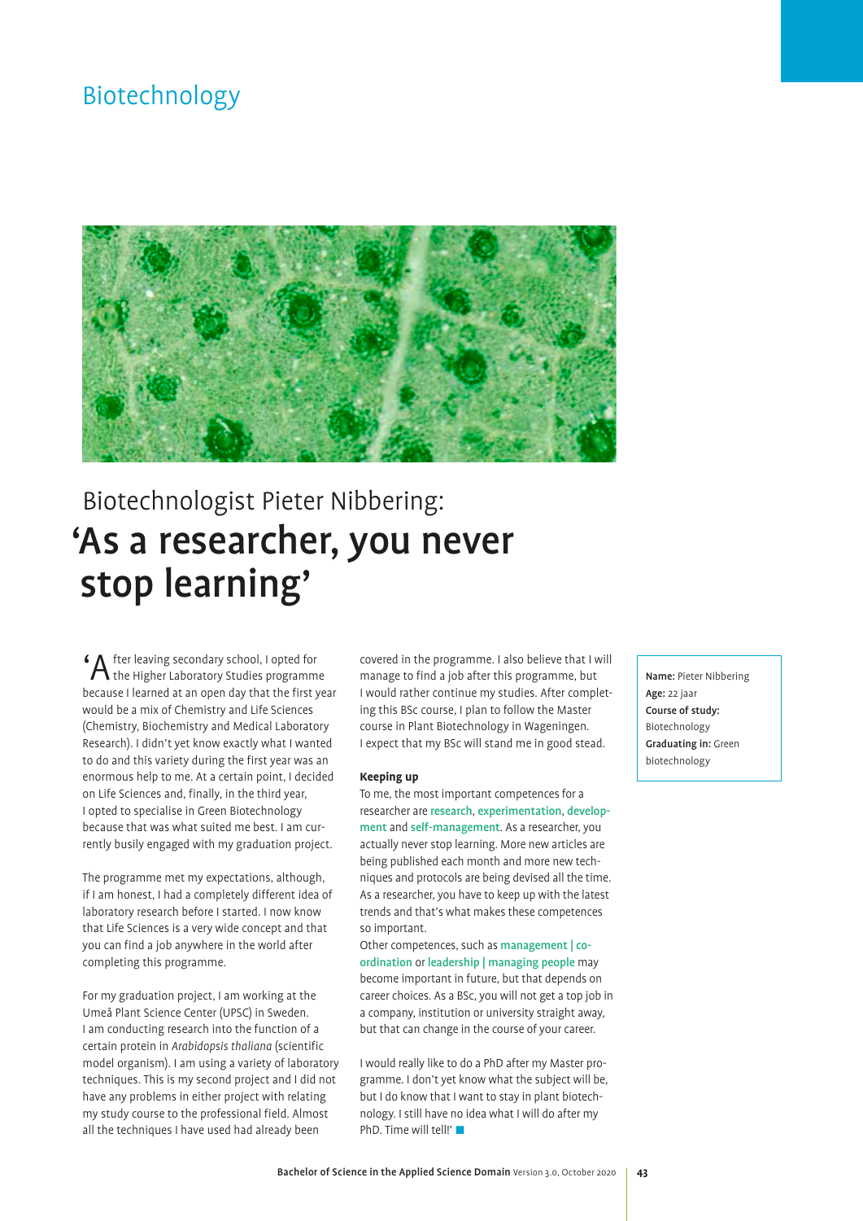# Biotechnology

Biotechnologist Pieter Nibbering:

## 'As a researcher, you never stop learning'

'After leaving secondary school, I opted for the Higher Laboratory Studies programme because I learned at an open day that the first year would be a mix of Chemistry and Life Sciences (Chemistry, Biochemistry and Medical Laboratory Research). I didn't yet know exactly what I wanted to do and this variety during the first year was an enormous help to me. At a certain point, I decided on Life Sciences and, finally, in the third year, I opted to specialise in Green Biotechnology because that was what suited me best. I am currently busily engaged with my graduation project.

The programme met my expectations, although, if I am honest, I had a completely different idea of laboratory research before I started. I now know that Life Sciences is a very wide concept and that you can find a job anywhere in the world after completing this programme.

For my graduation project, I am working at the Umeå Plant Science Center (UPSC) in Sweden. I am conducting research into the function of a certain protein in *Arabidopsis thaliana* (scientific model organism). I am using a variety of laboratory techniques. This is my second project and I did not have any problems in either project with relating my study course to the professional field. Almost all the techniques I have used had already been covered in the programme. I also believe that I will manage to find a job after this programme, but I would rather continue my studies. After completing this BSc course, I plan to follow the Master course in Plant Biotechnology in Wageningen. I expect that my BSc will stand me in good stead.

### Keeping up

To me, the most important competences for a researcher are research, experimentation, development and self-management. As a researcher, you actually never stop learning. More new articles are being published each month and more new techniques and protocols are being devised all the time. As a researcher, you have to keep up with the latest trends and that's what makes these competences so important.

Other competences, such as management | co-ordination or leadership | managing people may become important in future, but that depends on career choices. As a BSc, you will not get a top job in a company, institution or university straight away, but that can change in the course of your career.

I would really like to do a PhD after my Master programme. I don't yet know what the subject will be, but I do know that I want to stay in plant biotechnology. I still have no idea what I will do after my PhD. Time will tell!'

**Name:** Pieter Nibbering
**Age:** 22 jaar
**Course of study:** Biotechnology
**Graduating in:** Green biotechnology